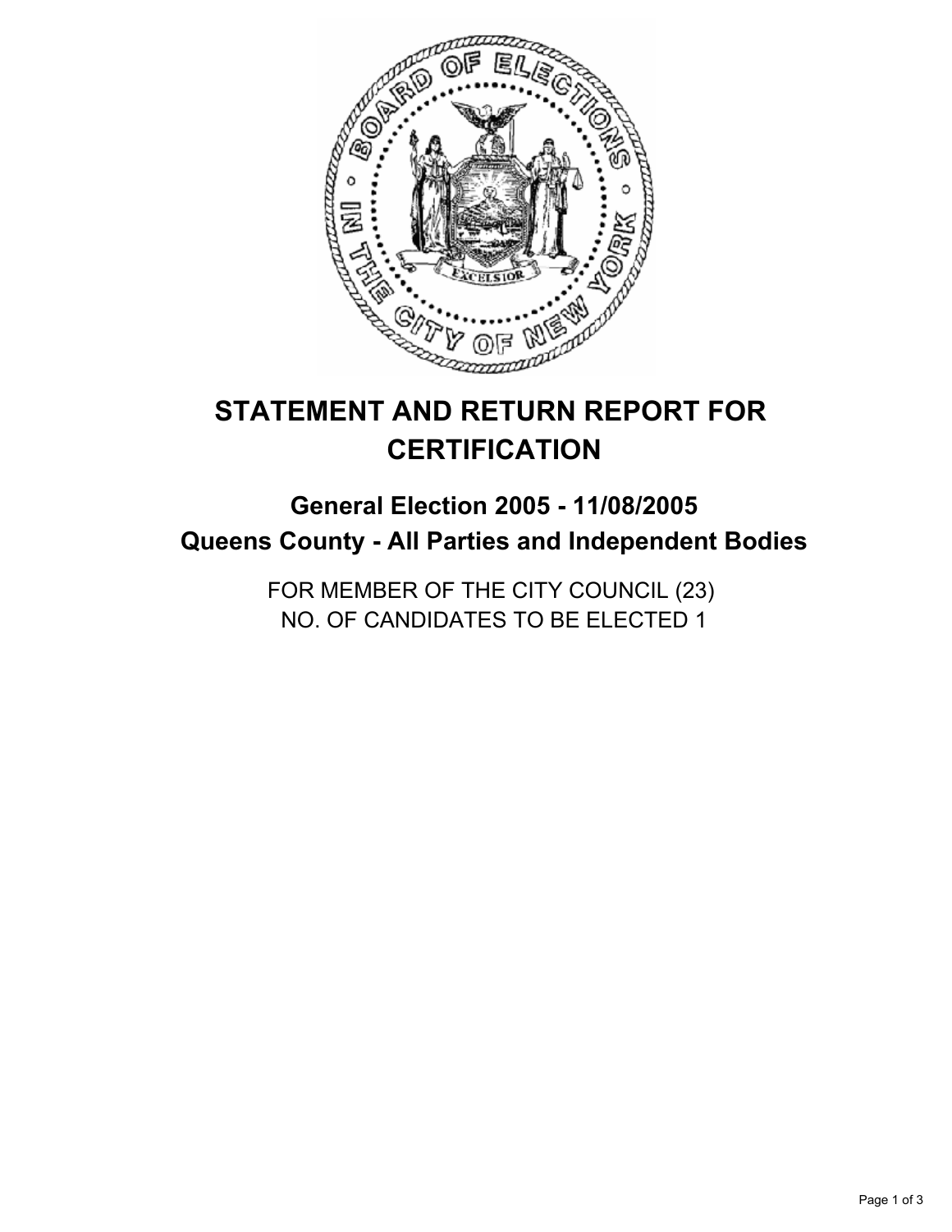# STATEMENT AND RETURN REPORT FOR CERTIFICATION

## General Election 2005 - 11/08/2005
## Queens County - All Parties and Independent Bodies

FOR MEMBER OF THE CITY COUNCIL (23)
NO. OF CANDIDATES TO BE ELECTED 1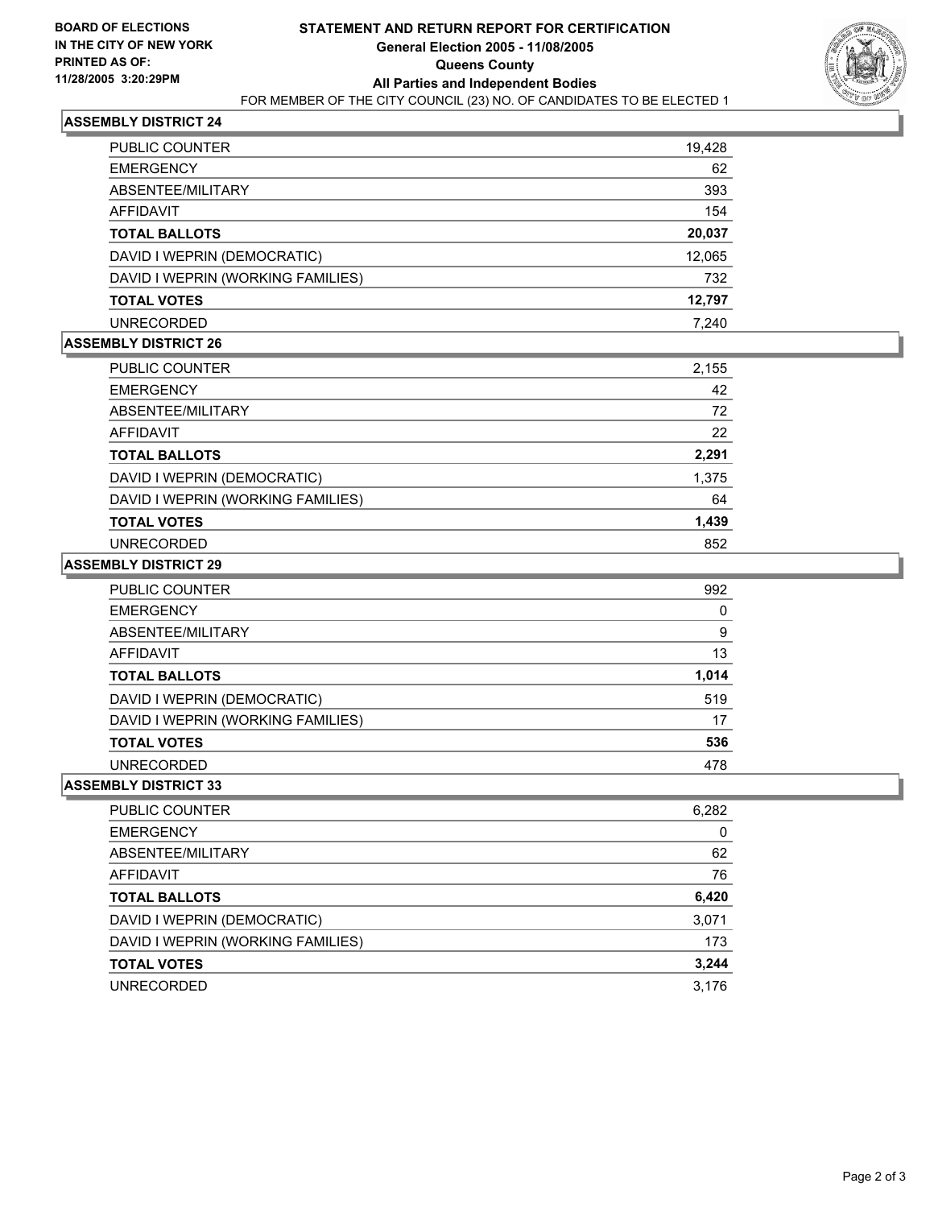BOARD OF ELECTIONS
IN THE CITY OF NEW YORK
PRINTED AS OF:
11/28/2005 3:20:29PM

# STATEMENT AND RETURN REPORT FOR CERTIFICATION
## General Election 2005 - 11/08/2005
## Queens County
## All Parties and Independent Bodies

FOR MEMBER OF THE CITY COUNCIL (23) NO. OF CANDIDATES TO BE ELECTED 1

### ASSEMBLY DISTRICT 24

| | |
|---|---|
| PUBLIC COUNTER | 19,428 |
| EMERGENCY | 62 |
| ABSENTEE/MILITARY | 393 |
| AFFIDAVIT | 154 |
| **TOTAL BALLOTS** | **20,037** |
| DAVID I WEPRIN (DEMOCRATIC) | 12,065 |
| DAVID I WEPRIN (WORKING FAMILIES) | 732 |
| **TOTAL VOTES** | **12,797** |
| UNRECORDED | 7,240 |

### ASSEMBLY DISTRICT 26

| | |
|---|---|
| PUBLIC COUNTER | 2,155 |
| EMERGENCY | 42 |
| ABSENTEE/MILITARY | 72 |
| AFFIDAVIT | 22 |
| **TOTAL BALLOTS** | **2,291** |
| DAVID I WEPRIN (DEMOCRATIC) | 1,375 |
| DAVID I WEPRIN (WORKING FAMILIES) | 64 |
| **TOTAL VOTES** | **1,439** |
| UNRECORDED | 852 |

### ASSEMBLY DISTRICT 29

| | |
|---|---|
| PUBLIC COUNTER | 992 |
| EMERGENCY | 0 |
| ABSENTEE/MILITARY | 9 |
| AFFIDAVIT | 13 |
| **TOTAL BALLOTS** | **1,014** |
| DAVID I WEPRIN (DEMOCRATIC) | 519 |
| DAVID I WEPRIN (WORKING FAMILIES) | 17 |
| **TOTAL VOTES** | **536** |
| UNRECORDED | 478 |

### ASSEMBLY DISTRICT 33

| | |
|---|---|
| PUBLIC COUNTER | 6,282 |
| EMERGENCY | 0 |
| ABSENTEE/MILITARY | 62 |
| AFFIDAVIT | 76 |
| **TOTAL BALLOTS** | **6,420** |
| DAVID I WEPRIN (DEMOCRATIC) | 3,071 |
| DAVID I WEPRIN (WORKING FAMILIES) | 173 |
| **TOTAL VOTES** | **3,244** |
| UNRECORDED | 3,176 |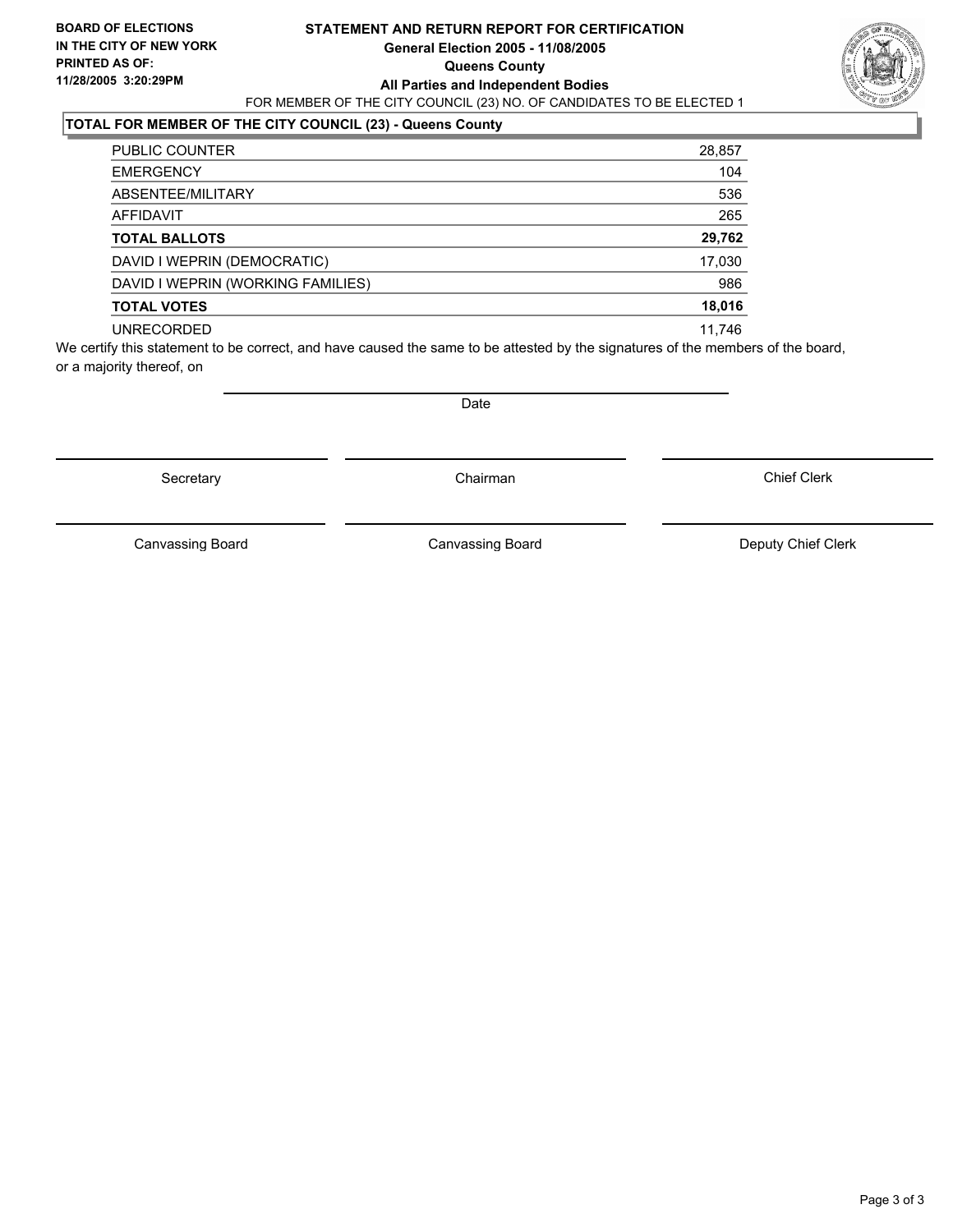**BOARD OF ELECTIONS IN THE CITY OF NEW YORK PRINTED AS OF: 11/28/2005 3:20:29PM**

**STATEMENT AND RETURN REPORT FOR CERTIFICATION**
**General Election 2005 - 11/08/2005**
**Queens County**
**All Parties and Independent Bodies**
FOR MEMBER OF THE CITY COUNCIL (23) NO. OF CANDIDATES TO BE ELECTED 1

**TOTAL FOR MEMBER OF THE CITY COUNCIL (23) - Queens County**

| | |
|---|---|
| PUBLIC COUNTER | 28,857 |
| EMERGENCY | 104 |
| ABSENTEE/MILITARY | 536 |
| AFFIDAVIT | 265 |
| **TOTAL BALLOTS** | **29,762** |
| DAVID I WEPRIN (DEMOCRATIC) | 17,030 |
| DAVID I WEPRIN (WORKING FAMILIES) | 986 |
| **TOTAL VOTES** | **18,016** |
| UNRECORDED | 11,746 |

We certify this statement to be correct, and have caused the same to be attested by the signatures of the members of the board, or a majority thereof, on

Date

Secretary | Chairman | Chief Clerk

Canvassing Board | Canvassing Board | Deputy Chief Clerk